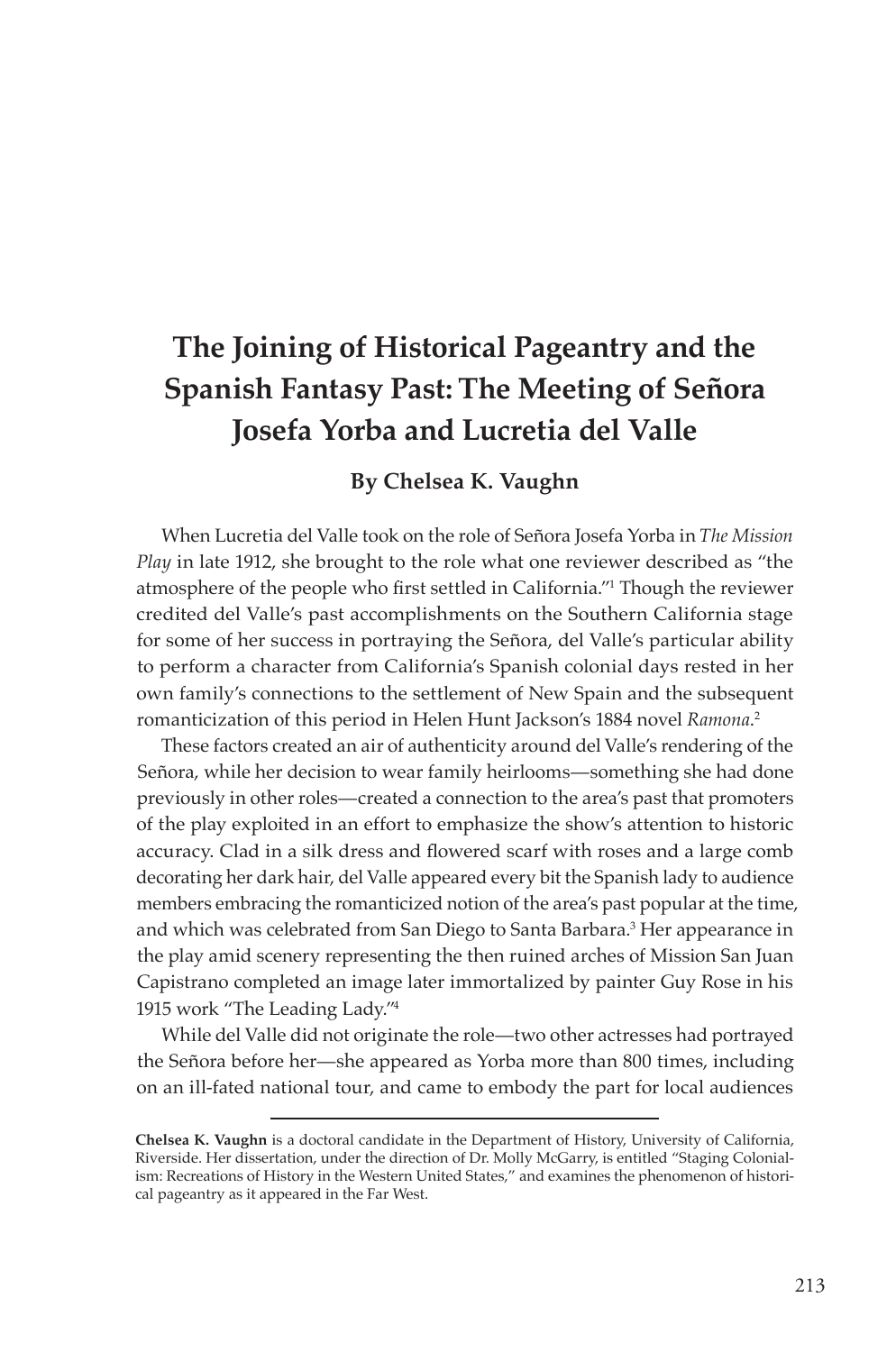# The Joining of Historical Pageantry and the Spanish Fantasy Past: The Meeting of Señora Josefa Yorba and Lucretia del Valle

### By Chelsea K. Vaughn

When Lucretia del Valle took on the role of Señora Josefa Yorba in *The Mission Play* in late 1912, she brought to the role what one reviewer described as "the atmosphere of the people who first settled in California."[1] Though the reviewer credited del Valle's past accomplishments on the Southern California stage for some of her success in portraying the Señora, del Valle's particular ability to perform a character from California's Spanish colonial days rested in her own family's connections to the settlement of New Spain and the subsequent romanticization of this period in Helen Hunt Jackson's 1884 novel *Ramona*.[2]

These factors created an air of authenticity around del Valle's rendering of the Señora, while her decision to wear family heirlooms—something she had done previously in other roles—created a connection to the area's past that promoters of the play exploited in an effort to emphasize the show's attention to historic accuracy. Clad in a silk dress and flowered scarf with roses and a large comb decorating her dark hair, del Valle appeared every bit the Spanish lady to audience members embracing the romanticized notion of the area's past popular at the time, and which was celebrated from San Diego to Santa Barbara.[3] Her appearance in the play amid scenery representing the then ruined arches of Mission San Juan Capistrano completed an image later immortalized by painter Guy Rose in his 1915 work "The Leading Lady."[4]

While del Valle did not originate the role—two other actresses had portrayed the Señora before her—she appeared as Yorba more than 800 times, including on an ill-fated national tour, and came to embody the part for local audiences

---

**Chelsea K. Vaughn** is a doctoral candidate in the Department of History, University of California, Riverside. Her dissertation, under the direction of Dr. Molly McGarry, is entitled "Staging Colonialism: Recreations of History in the Western United States," and examines the phenomenon of historical pageantry as it appeared in the Far West.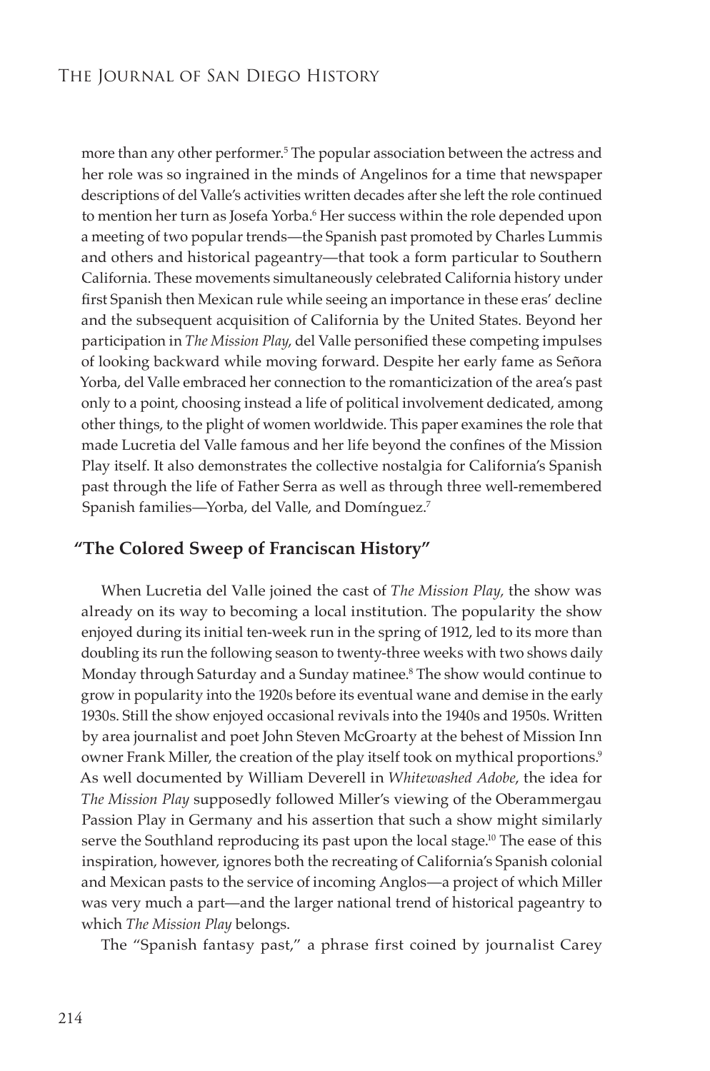more than any other performer.[5] The popular association between the actress and her role was so ingrained in the minds of Angelinos for a time that newspaper descriptions of del Valle's activities written decades after she left the role continued to mention her turn as Josefa Yorba.[6] Her success within the role depended upon a meeting of two popular trends—the Spanish past promoted by Charles Lummis and others and historical pageantry—that took a form particular to Southern California. These movements simultaneously celebrated California history under first Spanish then Mexican rule while seeing an importance in these eras' decline and the subsequent acquisition of California by the United States. Beyond her participation in *The Mission Play*, del Valle personified these competing impulses of looking backward while moving forward. Despite her early fame as Señora Yorba, del Valle embraced her connection to the romanticization of the area's past only to a point, choosing instead a life of political involvement dedicated, among other things, to the plight of women worldwide. This paper examines the role that made Lucretia del Valle famous and her life beyond the confines of the Mission Play itself. It also demonstrates the collective nostalgia for California's Spanish past through the life of Father Serra as well as through three well-remembered Spanish families—Yorba, del Valle, and Domínguez.[7]

## "The Colored Sweep of Franciscan History"

When Lucretia del Valle joined the cast of *The Mission Play,* the show was already on its way to becoming a local institution. The popularity the show enjoyed during its initial ten-week run in the spring of 1912, led to its more than doubling its run the following season to twenty-three weeks with two shows daily Monday through Saturday and a Sunday matinee.[8] The show would continue to grow in popularity into the 1920s before its eventual wane and demise in the early 1930s. Still the show enjoyed occasional revivals into the 1940s and 1950s. Written by area journalist and poet John Steven McGroarty at the behest of Mission Inn owner Frank Miller, the creation of the play itself took on mythical proportions.[9] As well documented by William Deverell in *Whitewashed Adobe*, the idea for *The Mission Play* supposedly followed Miller's viewing of the Oberammergau Passion Play in Germany and his assertion that such a show might similarly serve the Southland reproducing its past upon the local stage.[10] The ease of this inspiration, however, ignores both the recreating of California's Spanish colonial and Mexican pasts to the service of incoming Anglos—a project of which Miller was very much a part—and the larger national trend of historical pageantry to which *The Mission Play* belongs.

The "Spanish fantasy past," a phrase first coined by journalist Carey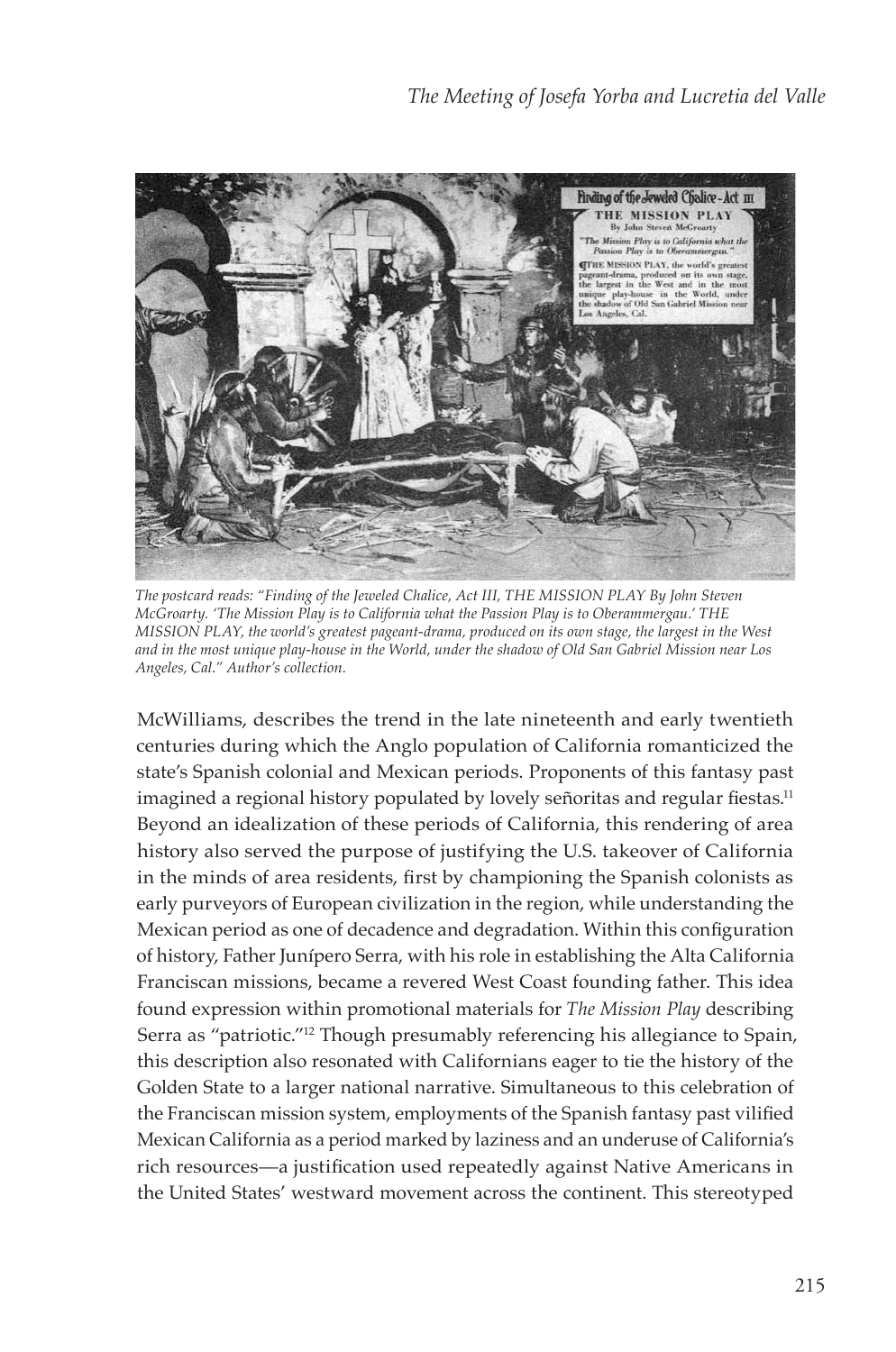*The postcard reads: "Finding of the Jeweled Chalice, Act III, THE MISSION PLAY By John Steven McGroarty. 'The Mission Play is to California what the Passion Play is to Oberammergau.' THE MISSION PLAY, the world's greatest pageant-drama, produced on its own stage, the largest in the West and in the most unique play-house in the World, under the shadow of Old San Gabriel Mission near Los Angeles, Cal." Author's collection.*

McWilliams, describes the trend in the late nineteenth and early twentieth centuries during which the Anglo population of California romanticized the state's Spanish colonial and Mexican periods. Proponents of this fantasy past imagined a regional history populated by lovely señoritas and regular fiestas.[11] Beyond an idealization of these periods of California, this rendering of area history also served the purpose of justifying the U.S. takeover of California in the minds of area residents, first by championing the Spanish colonists as early purveyors of European civilization in the region, while understanding the Mexican period as one of decadence and degradation. Within this configuration of history, Father Junípero Serra, with his role in establishing the Alta California Franciscan missions, became a revered West Coast founding father. This idea found expression within promotional materials for *The Mission Play* describing Serra as "patriotic."[12] Though presumably referencing his allegiance to Spain, this description also resonated with Californians eager to tie the history of the Golden State to a larger national narrative. Simultaneous to this celebration of the Franciscan mission system, employments of the Spanish fantasy past vilified Mexican California as a period marked by laziness and an underuse of California's rich resources—a justification used repeatedly against Native Americans in the United States' westward movement across the continent. This stereotyped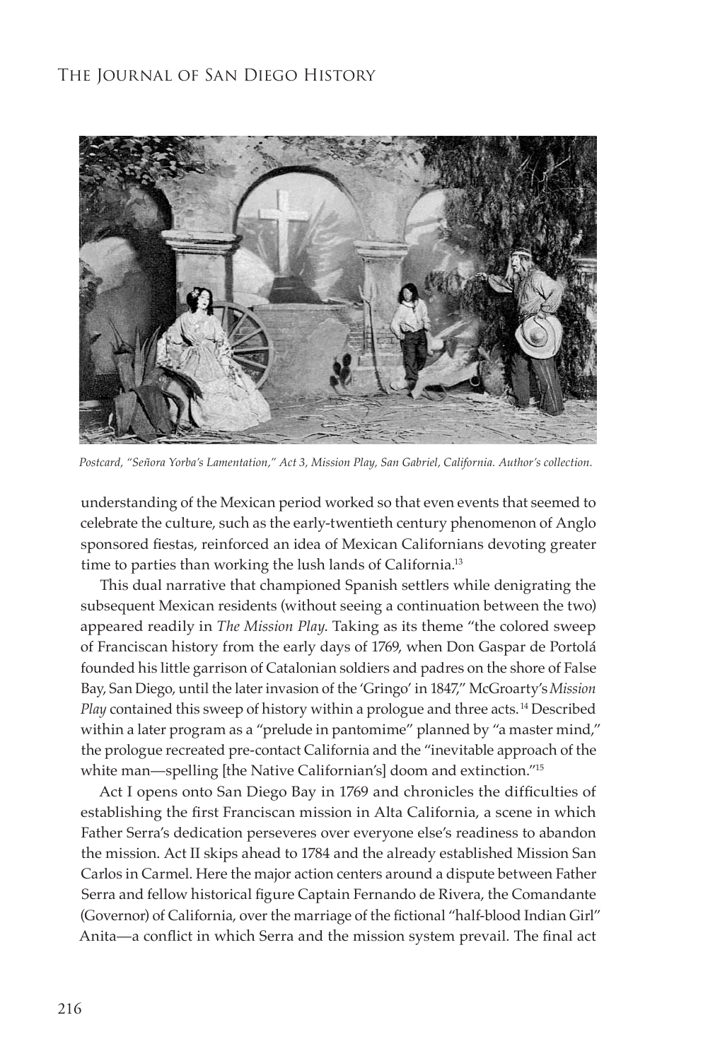*Postcard, "Señora Yorba's Lamentation," Act 3, Mission Play, San Gabriel, California. Author's collection.*

understanding of the Mexican period worked so that even events that seemed to celebrate the culture, such as the early-twentieth century phenomenon of Anglo sponsored fiestas, reinforced an idea of Mexican Californians devoting greater time to parties than working the lush lands of California.[13]

This dual narrative that championed Spanish settlers while denigrating the subsequent Mexican residents (without seeing a continuation between the two) appeared readily in *The Mission Play*. Taking as its theme "the colored sweep of Franciscan history from the early days of 1769, when Don Gaspar de Portolá founded his little garrison of Catalonian soldiers and padres on the shore of False Bay, San Diego, until the later invasion of the 'Gringo' in 1847," McGroarty's *Mission Play* contained this sweep of history within a prologue and three acts.[14] Described within a later program as a "prelude in pantomime" planned by "a master mind," the prologue recreated pre-contact California and the "inevitable approach of the white man—spelling [the Native Californian's] doom and extinction."[15]

Act I opens onto San Diego Bay in 1769 and chronicles the difficulties of establishing the first Franciscan mission in Alta California, a scene in which Father Serra's dedication perseveres over everyone else's readiness to abandon the mission. Act II skips ahead to 1784 and the already established Mission San Carlos in Carmel. Here the major action centers around a dispute between Father Serra and fellow historical figure Captain Fernando de Rivera, the Comandante (Governor) of California, over the marriage of the fictional "half-blood Indian Girl" Anita—a conflict in which Serra and the mission system prevail. The final act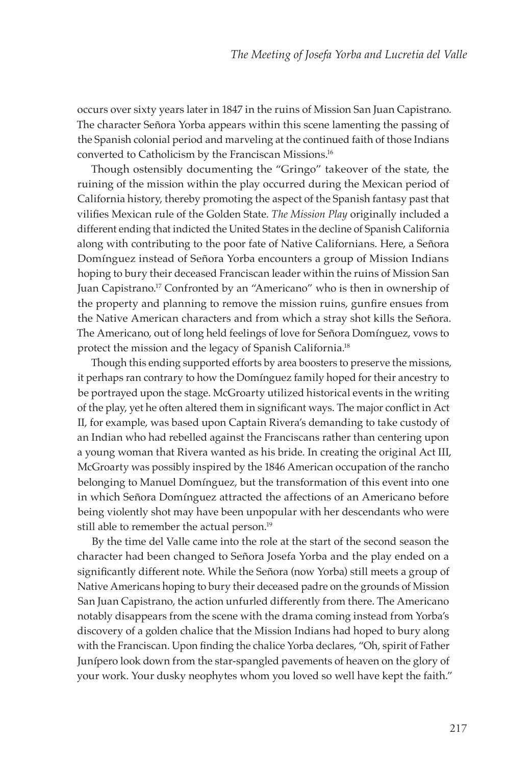occurs over sixty years later in 1847 in the ruins of Mission San Juan Capistrano. The character Señora Yorba appears within this scene lamenting the passing of the Spanish colonial period and marveling at the continued faith of those Indians converted to Catholicism by the Franciscan Missions.[16]

Though ostensibly documenting the "Gringo" takeover of the state, the ruining of the mission within the play occurred during the Mexican period of California history, thereby promoting the aspect of the Spanish fantasy past that vilifies Mexican rule of the Golden State. *The Mission Play* originally included a different ending that indicted the United States in the decline of Spanish California along with contributing to the poor fate of Native Californians. Here, a Señora Domínguez instead of Señora Yorba encounters a group of Mission Indians hoping to bury their deceased Franciscan leader within the ruins of Mission San Juan Capistrano.[17] Confronted by an "Americano" who is then in ownership of the property and planning to remove the mission ruins, gunfire ensues from the Native American characters and from which a stray shot kills the Señora. The Americano, out of long held feelings of love for Señora Domínguez, vows to protect the mission and the legacy of Spanish California.[18]

Though this ending supported efforts by area boosters to preserve the missions, it perhaps ran contrary to how the Domínguez family hoped for their ancestry to be portrayed upon the stage. McGroarty utilized historical events in the writing of the play, yet he often altered them in significant ways. The major conflict in Act II, for example, was based upon Captain Rivera's demanding to take custody of an Indian who had rebelled against the Franciscans rather than centering upon a young woman that Rivera wanted as his bride. In creating the original Act III, McGroarty was possibly inspired by the 1846 American occupation of the rancho belonging to Manuel Domínguez, but the transformation of this event into one in which Señora Domínguez attracted the affections of an Americano before being violently shot may have been unpopular with her descendants who were still able to remember the actual person.[19]

By the time del Valle came into the role at the start of the second season the character had been changed to Señora Josefa Yorba and the play ended on a significantly different note. While the Señora (now Yorba) still meets a group of Native Americans hoping to bury their deceased padre on the grounds of Mission San Juan Capistrano, the action unfurled differently from there. The Americano notably disappears from the scene with the drama coming instead from Yorba's discovery of a golden chalice that the Mission Indians had hoped to bury along with the Franciscan. Upon finding the chalice Yorba declares, "Oh, spirit of Father Junípero look down from the star-spangled pavements of heaven on the glory of your work. Your dusky neophytes whom you loved so well have kept the faith."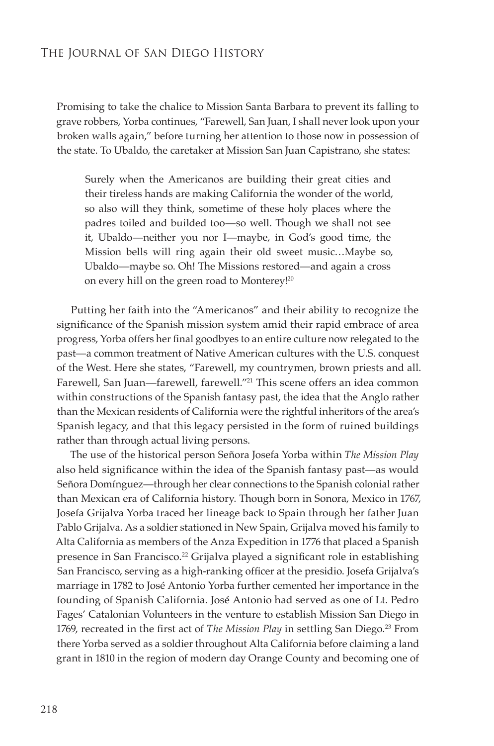Promising to take the chalice to Mission Santa Barbara to prevent its falling to grave robbers, Yorba continues, "Farewell, San Juan, I shall never look upon your broken walls again," before turning her attention to those now in possession of the state. To Ubaldo, the caretaker at Mission San Juan Capistrano, she states:

> Surely when the Americanos are building their great cities and their tireless hands are making California the wonder of the world, so also will they think, sometime of these holy places where the padres toiled and builded too—so well. Though we shall not see it, Ubaldo—neither you nor I—maybe, in God's good time, the Mission bells will ring again their old sweet music…Maybe so, Ubaldo—maybe so. Oh! The Missions restored—and again a cross on every hill on the green road to Monterey![20]

Putting her faith into the "Americanos" and their ability to recognize the significance of the Spanish mission system amid their rapid embrace of area progress, Yorba offers her final goodbyes to an entire culture now relegated to the past—a common treatment of Native American cultures with the U.S. conquest of the West. Here she states, "Farewell, my countrymen, brown priests and all. Farewell, San Juan—farewell, farewell."[21] This scene offers an idea common within constructions of the Spanish fantasy past, the idea that the Anglo rather than the Mexican residents of California were the rightful inheritors of the area's Spanish legacy, and that this legacy persisted in the form of ruined buildings rather than through actual living persons.

The use of the historical person Señora Josefa Yorba within *The Mission Play* also held significance within the idea of the Spanish fantasy past—as would Señora Domínguez—through her clear connections to the Spanish colonial rather than Mexican era of California history. Though born in Sonora, Mexico in 1767, Josefa Grijalva Yorba traced her lineage back to Spain through her father Juan Pablo Grijalva. As a soldier stationed in New Spain, Grijalva moved his family to Alta California as members of the Anza Expedition in 1776 that placed a Spanish presence in San Francisco.[22] Grijalva played a significant role in establishing San Francisco, serving as a high-ranking officer at the presidio. Josefa Grijalva's marriage in 1782 to José Antonio Yorba further cemented her importance in the founding of Spanish California. José Antonio had served as one of Lt. Pedro Fages' Catalonian Volunteers in the venture to establish Mission San Diego in 1769, recreated in the first act of *The Mission Play* in settling San Diego.[23] From there Yorba served as a soldier throughout Alta California before claiming a land grant in 1810 in the region of modern day Orange County and becoming one of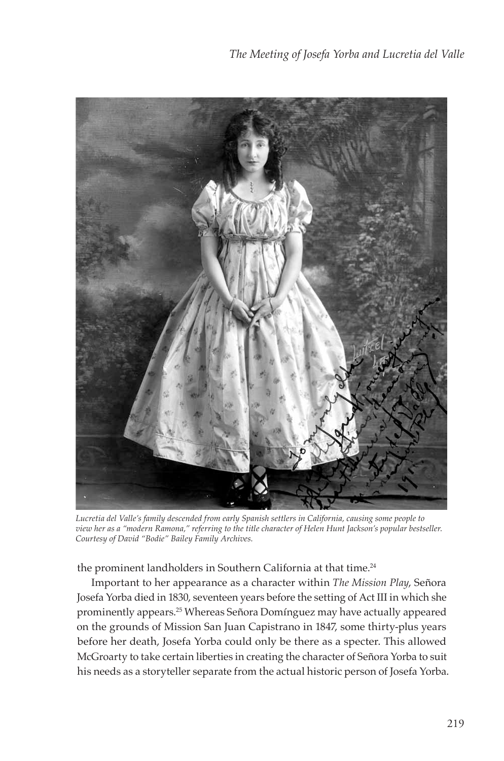*Lucretia del Valle's family descended from early Spanish settlers in California, causing some people to view her as a "modern Ramona," referring to the title character of Helen Hunt Jackson's popular bestseller. Courtesy of David "Bodie" Bailey Family Archives.*

the prominent landholders in Southern California at that time.[24]

Important to her appearance as a character within *The Mission Play*, Señora Josefa Yorba died in 1830, seventeen years before the setting of Act III in which she prominently appears.[25] Whereas Señora Domínguez may have actually appeared on the grounds of Mission San Juan Capistrano in 1847, some thirty-plus years before her death, Josefa Yorba could only be there as a specter. This allowed McGroarty to take certain liberties in creating the character of Señora Yorba to suit his needs as a storyteller separate from the actual historic person of Josefa Yorba.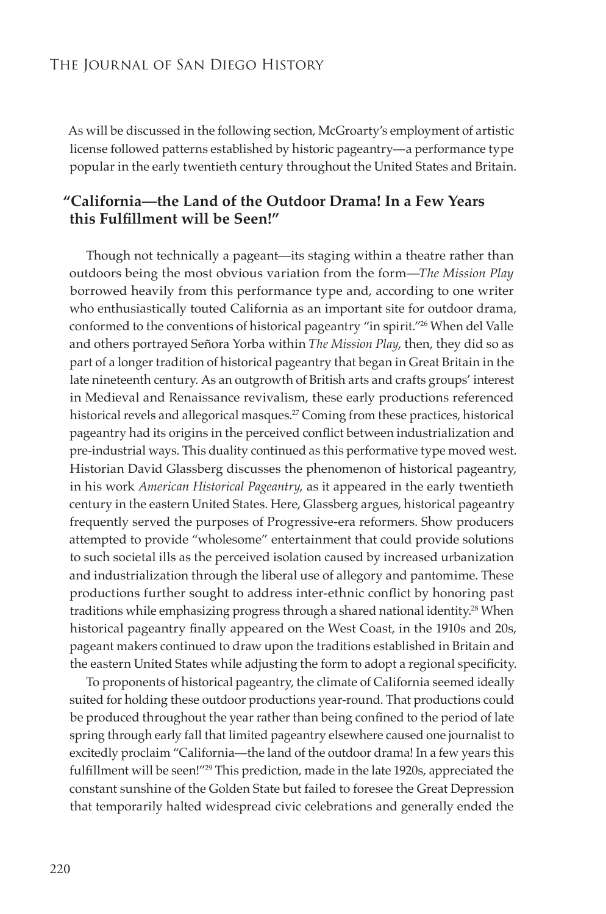As will be discussed in the following section, McGroarty's employment of artistic license followed patterns established by historic pageantry—a performance type popular in the early twentieth century throughout the United States and Britain.

## "California—the Land of the Outdoor Drama! In a Few Years this Fulfillment will be Seen!"

Though not technically a pageant—its staging within a theatre rather than outdoors being the most obvious variation from the form—*The Mission Play* borrowed heavily from this performance type and, according to one writer who enthusiastically touted California as an important site for outdoor drama, conformed to the conventions of historical pageantry "in spirit."[26] When del Valle and others portrayed Señora Yorba within *The Mission Play*, then, they did so as part of a longer tradition of historical pageantry that began in Great Britain in the late nineteenth century. As an outgrowth of British arts and crafts groups' interest in Medieval and Renaissance revivalism, these early productions referenced historical revels and allegorical masques.[27] Coming from these practices, historical pageantry had its origins in the perceived conflict between industrialization and pre-industrial ways. This duality continued as this performative type moved west. Historian David Glassberg discusses the phenomenon of historical pageantry, in his work *American Historical Pageantry*, as it appeared in the early twentieth century in the eastern United States. Here, Glassberg argues, historical pageantry frequently served the purposes of Progressive-era reformers. Show producers attempted to provide "wholesome" entertainment that could provide solutions to such societal ills as the perceived isolation caused by increased urbanization and industrialization through the liberal use of allegory and pantomime. These productions further sought to address inter-ethnic conflict by honoring past traditions while emphasizing progress through a shared national identity.[28] When historical pageantry finally appeared on the West Coast, in the 1910s and 20s, pageant makers continued to draw upon the traditions established in Britain and the eastern United States while adjusting the form to adopt a regional specificity.

To proponents of historical pageantry, the climate of California seemed ideally suited for holding these outdoor productions year-round. That productions could be produced throughout the year rather than being confined to the period of late spring through early fall that limited pageantry elsewhere caused one journalist to excitedly proclaim "California—the land of the outdoor drama! In a few years this fulfillment will be seen!"[29] This prediction, made in the late 1920s, appreciated the constant sunshine of the Golden State but failed to foresee the Great Depression that temporarily halted widespread civic celebrations and generally ended the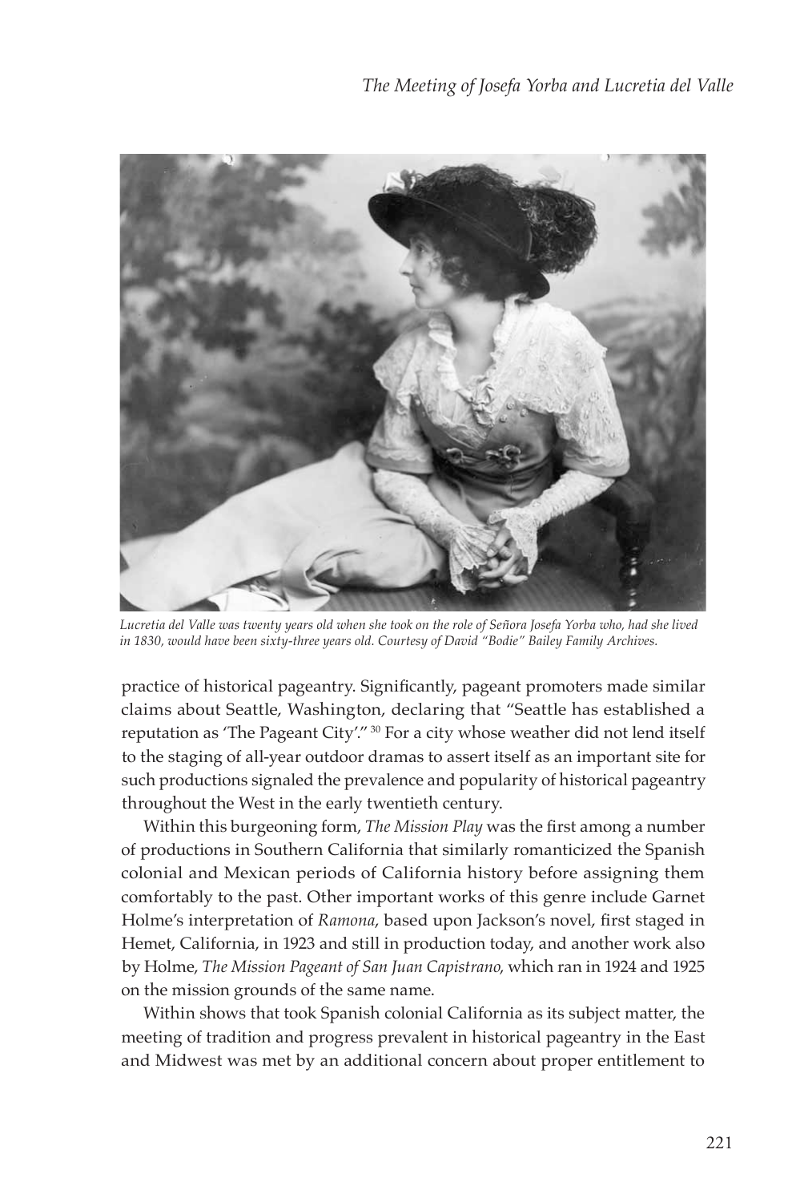*Lucretia del Valle was twenty years old when she took on the role of Señora Josefa Yorba who, had she lived in 1830, would have been sixty-three years old. Courtesy of David "Bodie" Bailey Family Archives.*

practice of historical pageantry. Significantly, pageant promoters made similar claims about Seattle, Washington, declaring that "Seattle has established a reputation as 'The Pageant City'."[30] For a city whose weather did not lend itself to the staging of all-year outdoor dramas to assert itself as an important site for such productions signaled the prevalence and popularity of historical pageantry throughout the West in the early twentieth century.

Within this burgeoning form, *The Mission Play* was the first among a number of productions in Southern California that similarly romanticized the Spanish colonial and Mexican periods of California history before assigning them comfortably to the past. Other important works of this genre include Garnet Holme's interpretation of *Ramona*, based upon Jackson's novel, first staged in Hemet, California, in 1923 and still in production today, and another work also by Holme, *The Mission Pageant of San Juan Capistrano*, which ran in 1924 and 1925 on the mission grounds of the same name.

Within shows that took Spanish colonial California as its subject matter, the meeting of tradition and progress prevalent in historical pageantry in the East and Midwest was met by an additional concern about proper entitlement to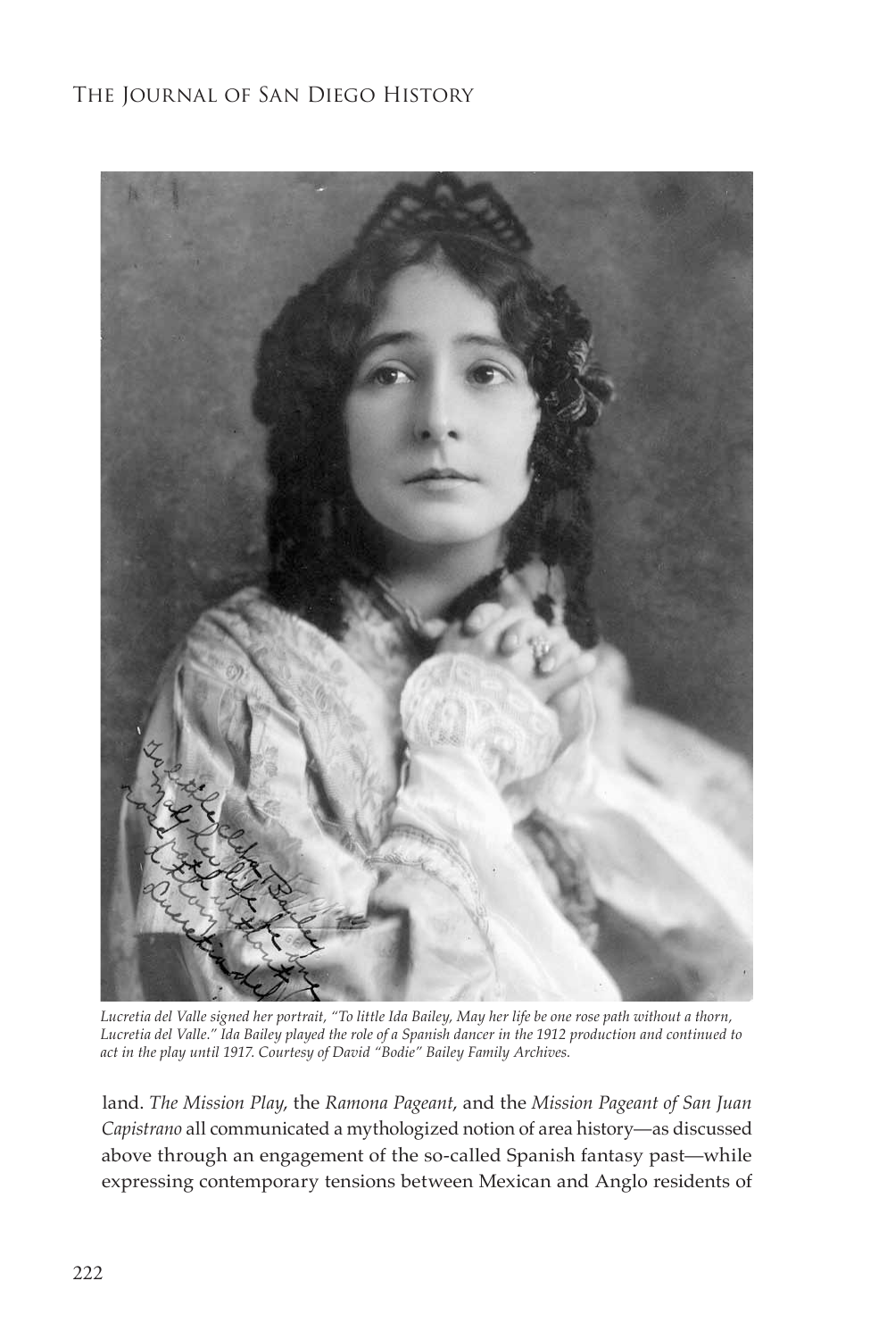*Lucretia del Valle signed her portrait, "To little Ida Bailey, May her life be one rose path without a thorn, Lucretia del Valle." Ida Bailey played the role of a Spanish dancer in the 1912 production and continued to act in the play until 1917. Courtesy of David "Bodie" Bailey Family Archives.*

land. *The Mission Play*, the *Ramona Pageant*, and the *Mission Pageant of San Juan Capistrano* all communicated a mythologized notion of area history—as discussed above through an engagement of the so-called Spanish fantasy past—while expressing contemporary tensions between Mexican and Anglo residents of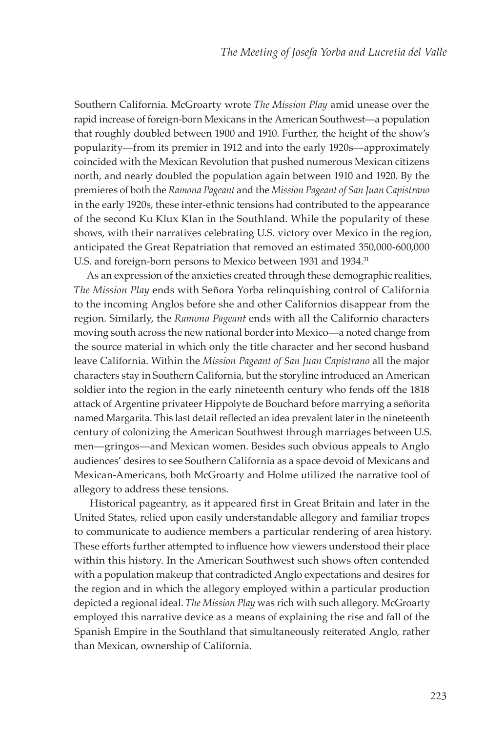Southern California. McGroarty wrote *The Mission Play* amid unease over the rapid increase of foreign-born Mexicans in the American Southwest—a population that roughly doubled between 1900 and 1910. Further, the height of the show's popularity—from its premier in 1912 and into the early 1920s—approximately coincided with the Mexican Revolution that pushed numerous Mexican citizens north, and nearly doubled the population again between 1910 and 1920. By the premieres of both the *Ramona Pageant* and the *Mission Pageant of San Juan Capistrano* in the early 1920s, these inter-ethnic tensions had contributed to the appearance of the second Ku Klux Klan in the Southland. While the popularity of these shows, with their narratives celebrating U.S. victory over Mexico in the region, anticipated the Great Repatriation that removed an estimated 350,000-600,000 U.S. and foreign-born persons to Mexico between 1931 and 1934.[31]

As an expression of the anxieties created through these demographic realities, *The Mission Play* ends with Señora Yorba relinquishing control of California to the incoming Anglos before she and other Californios disappear from the region. Similarly, the *Ramona Pageant* ends with all the Californio characters moving south across the new national border into Mexico—a noted change from the source material in which only the title character and her second husband leave California. Within the *Mission Pageant of San Juan Capistrano* all the major characters stay in Southern California, but the storyline introduced an American soldier into the region in the early nineteenth century who fends off the 1818 attack of Argentine privateer Hippolyte de Bouchard before marrying a señorita named Margarita. This last detail reflected an idea prevalent later in the nineteenth century of colonizing the American Southwest through marriages between U.S. men—gringos—and Mexican women. Besides such obvious appeals to Anglo audiences' desires to see Southern California as a space devoid of Mexicans and Mexican-Americans, both McGroarty and Holme utilized the narrative tool of allegory to address these tensions.

Historical pageantry, as it appeared first in Great Britain and later in the United States, relied upon easily understandable allegory and familiar tropes to communicate to audience members a particular rendering of area history. These efforts further attempted to influence how viewers understood their place within this history. In the American Southwest such shows often contended with a population makeup that contradicted Anglo expectations and desires for the region and in which the allegory employed within a particular production depicted a regional ideal. *The Mission Play* was rich with such allegory. McGroarty employed this narrative device as a means of explaining the rise and fall of the Spanish Empire in the Southland that simultaneously reiterated Anglo, rather than Mexican, ownership of California.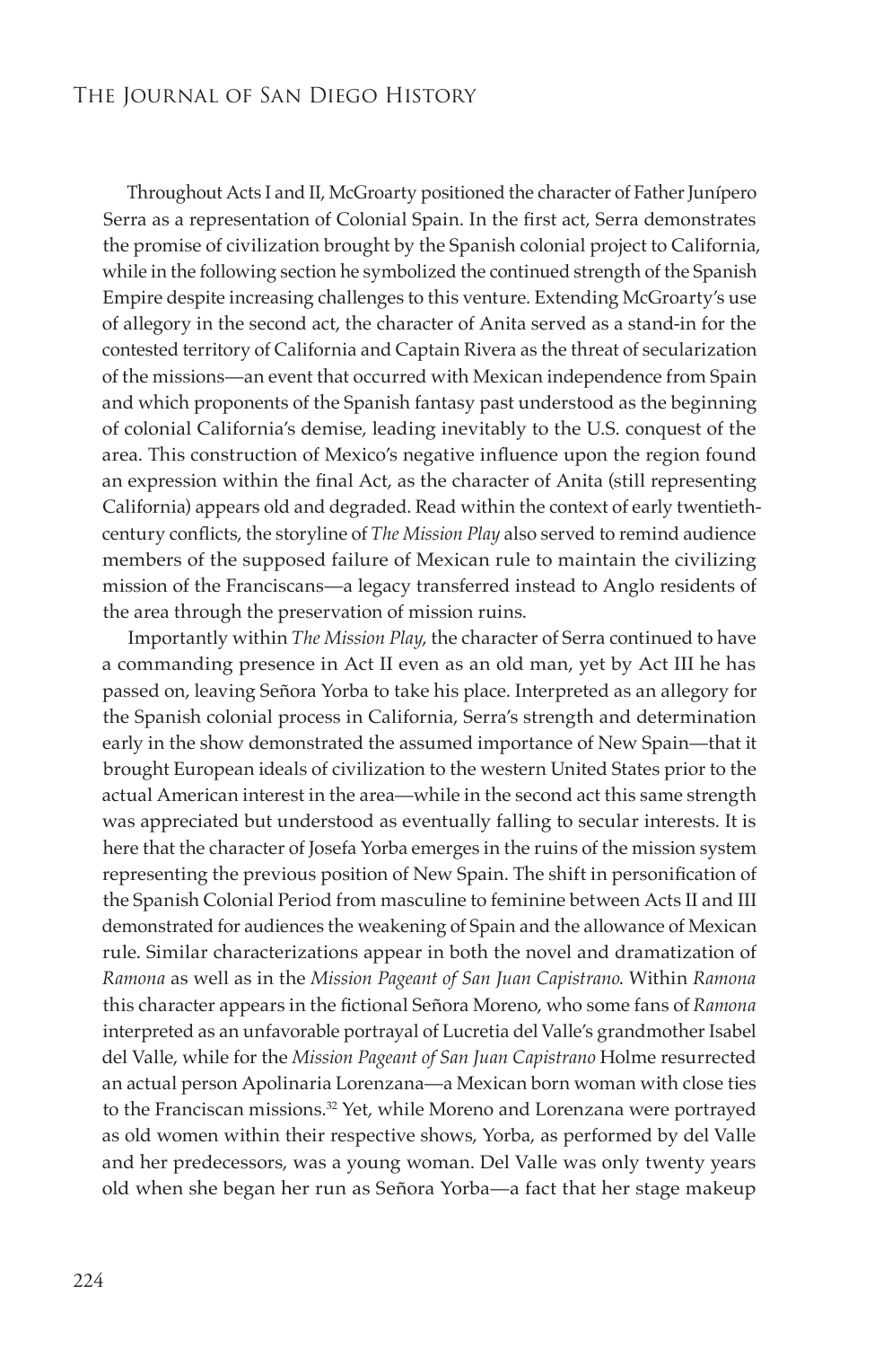Throughout Acts I and II, McGroarty positioned the character of Father Junípero Serra as a representation of Colonial Spain. In the first act, Serra demonstrates the promise of civilization brought by the Spanish colonial project to California, while in the following section he symbolized the continued strength of the Spanish Empire despite increasing challenges to this venture. Extending McGroarty's use of allegory in the second act, the character of Anita served as a stand-in for the contested territory of California and Captain Rivera as the threat of secularization of the missions—an event that occurred with Mexican independence from Spain and which proponents of the Spanish fantasy past understood as the beginning of colonial California's demise, leading inevitably to the U.S. conquest of the area. This construction of Mexico's negative influence upon the region found an expression within the final Act, as the character of Anita (still representing California) appears old and degraded. Read within the context of early twentieth-century conflicts, the storyline of *The Mission Play* also served to remind audience members of the supposed failure of Mexican rule to maintain the civilizing mission of the Franciscans—a legacy transferred instead to Anglo residents of the area through the preservation of mission ruins.

Importantly within *The Mission Play*, the character of Serra continued to have a commanding presence in Act II even as an old man, yet by Act III he has passed on, leaving Señora Yorba to take his place. Interpreted as an allegory for the Spanish colonial process in California, Serra's strength and determination early in the show demonstrated the assumed importance of New Spain—that it brought European ideals of civilization to the western United States prior to the actual American interest in the area—while in the second act this same strength was appreciated but understood as eventually falling to secular interests. It is here that the character of Josefa Yorba emerges in the ruins of the mission system representing the previous position of New Spain. The shift in personification of the Spanish Colonial Period from masculine to feminine between Acts II and III demonstrated for audiences the weakening of Spain and the allowance of Mexican rule. Similar characterizations appear in both the novel and dramatization of *Ramona* as well as in the *Mission Pageant of San Juan Capistrano*. Within *Ramona* this character appears in the fictional Señora Moreno, who some fans of *Ramona* interpreted as an unfavorable portrayal of Lucretia del Valle's grandmother Isabel del Valle, while for the *Mission Pageant of San Juan Capistrano* Holme resurrected an actual person Apolinaria Lorenzana—a Mexican born woman with close ties to the Franciscan missions.[32] Yet, while Moreno and Lorenzana were portrayed as old women within their respective shows, Yorba, as performed by del Valle and her predecessors, was a young woman. Del Valle was only twenty years old when she began her run as Señora Yorba—a fact that her stage makeup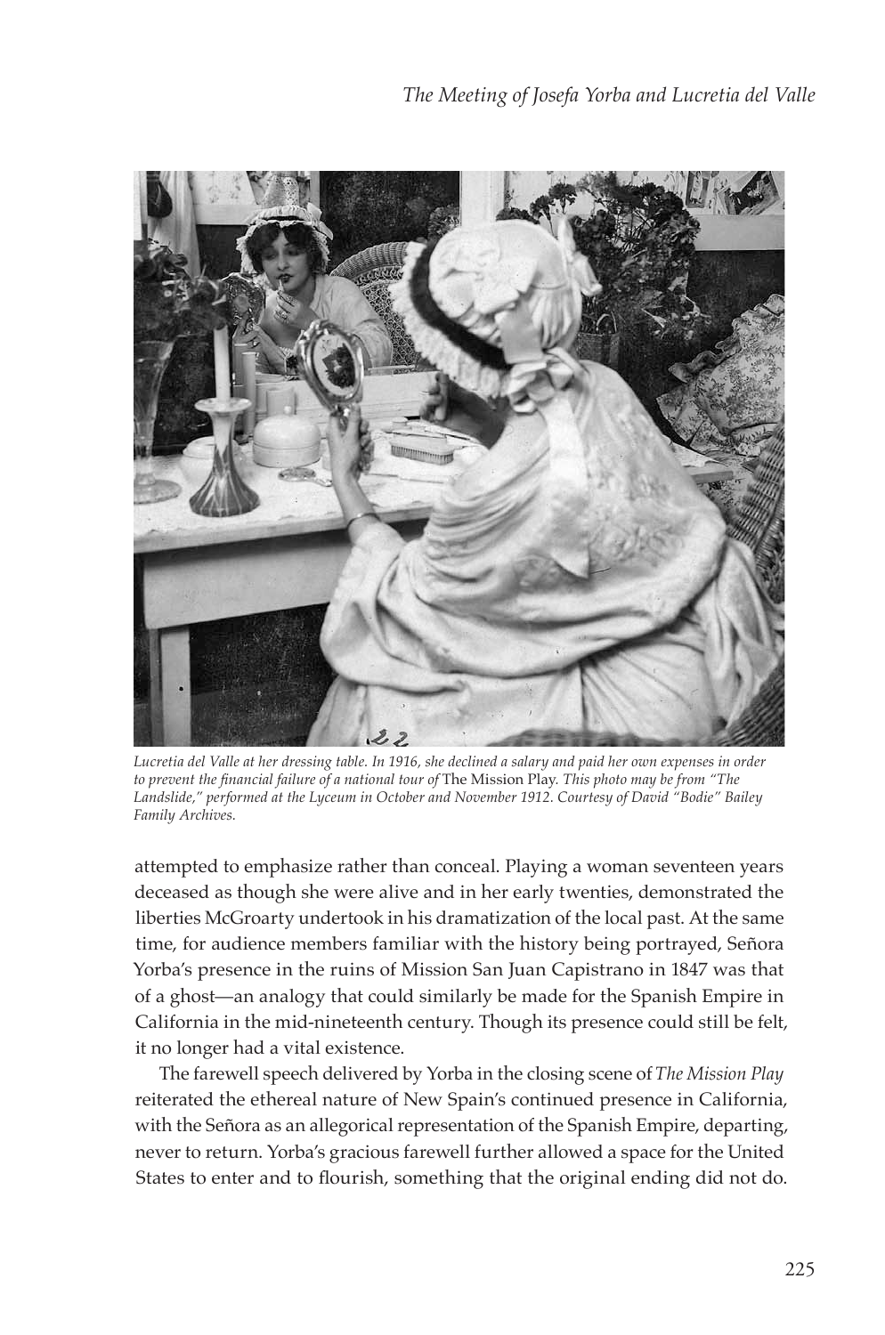*Lucretia del Valle at her dressing table. In 1916, she declined a salary and paid her own expenses in order to prevent the financial failure of a national tour of* The Mission Play*. This photo may be from "The Landslide," performed at the Lyceum in October and November 1912. Courtesy of David "Bodie" Bailey Family Archives.*

attempted to emphasize rather than conceal. Playing a woman seventeen years deceased as though she were alive and in her early twenties, demonstrated the liberties McGroarty undertook in his dramatization of the local past. At the same time, for audience members familiar with the history being portrayed, Señora Yorba's presence in the ruins of Mission San Juan Capistrano in 1847 was that of a ghost—an analogy that could similarly be made for the Spanish Empire in California in the mid-nineteenth century. Though its presence could still be felt, it no longer had a vital existence.

The farewell speech delivered by Yorba in the closing scene of *The Mission Play* reiterated the ethereal nature of New Spain's continued presence in California, with the Señora as an allegorical representation of the Spanish Empire, departing, never to return. Yorba's gracious farewell further allowed a space for the United States to enter and to flourish, something that the original ending did not do.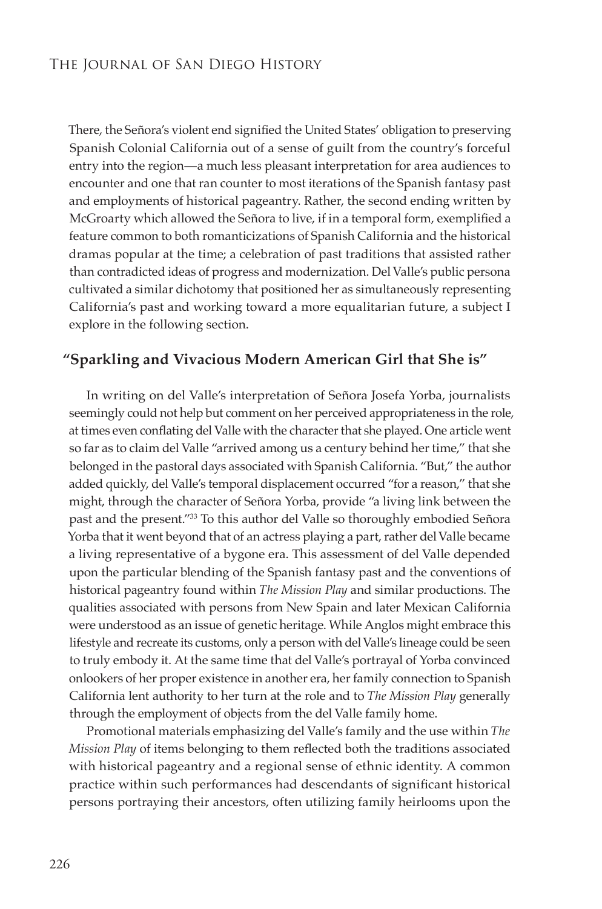There, the Señora's violent end signified the United States' obligation to preserving Spanish Colonial California out of a sense of guilt from the country's forceful entry into the region—a much less pleasant interpretation for area audiences to encounter and one that ran counter to most iterations of the Spanish fantasy past and employments of historical pageantry. Rather, the second ending written by McGroarty which allowed the Señora to live, if in a temporal form, exemplified a feature common to both romanticizations of Spanish California and the historical dramas popular at the time; a celebration of past traditions that assisted rather than contradicted ideas of progress and modernization. Del Valle's public persona cultivated a similar dichotomy that positioned her as simultaneously representing California's past and working toward a more equalitarian future, a subject I explore in the following section.

## "Sparkling and Vivacious Modern American Girl that She is"

In writing on del Valle's interpretation of Señora Josefa Yorba, journalists seemingly could not help but comment on her perceived appropriateness in the role, at times even conflating del Valle with the character that she played. One article went so far as to claim del Valle "arrived among us a century behind her time," that she belonged in the pastoral days associated with Spanish California. "But," the author added quickly, del Valle's temporal displacement occurred "for a reason," that she might, through the character of Señora Yorba, provide "a living link between the past and the present."[33] To this author del Valle so thoroughly embodied Señora Yorba that it went beyond that of an actress playing a part, rather del Valle became a living representative of a bygone era. This assessment of del Valle depended upon the particular blending of the Spanish fantasy past and the conventions of historical pageantry found within *The Mission Play* and similar productions. The qualities associated with persons from New Spain and later Mexican California were understood as an issue of genetic heritage. While Anglos might embrace this lifestyle and recreate its customs, only a person with del Valle's lineage could be seen to truly embody it. At the same time that del Valle's portrayal of Yorba convinced onlookers of her proper existence in another era, her family connection to Spanish California lent authority to her turn at the role and to *The Mission Play* generally through the employment of objects from the del Valle family home.

Promotional materials emphasizing del Valle's family and the use within *The Mission Play* of items belonging to them reflected both the traditions associated with historical pageantry and a regional sense of ethnic identity. A common practice within such performances had descendants of significant historical persons portraying their ancestors, often utilizing family heirlooms upon the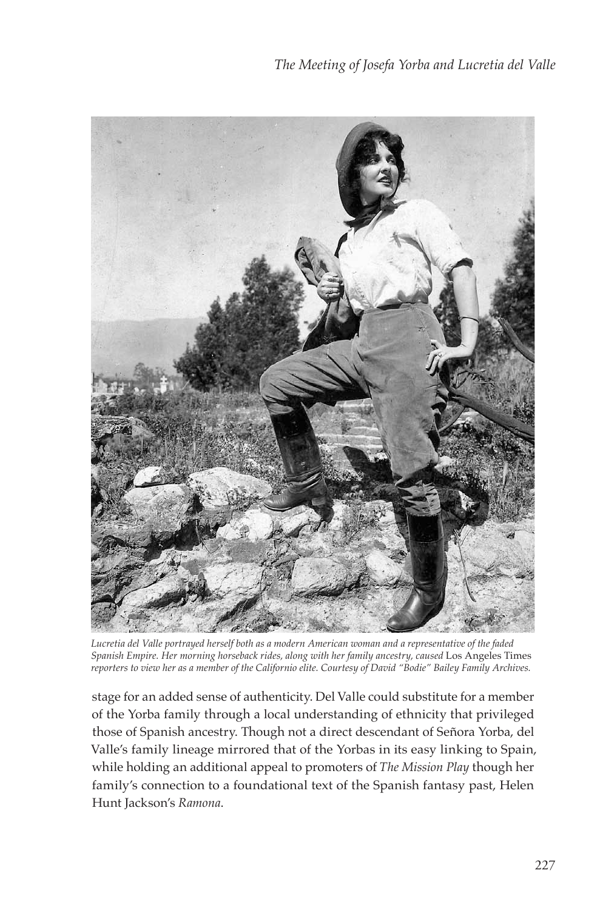*Lucretia del Valle portrayed herself both as a modern American woman and a representative of the faded Spanish Empire. Her morning horseback rides, along with her family ancestry, caused* Los Angeles Times *reporters to view her as a member of the Californio elite. Courtesy of David "Bodie" Bailey Family Archives.*

stage for an added sense of authenticity. Del Valle could substitute for a member of the Yorba family through a local understanding of ethnicity that privileged those of Spanish ancestry. Though not a direct descendant of Señora Yorba, del Valle's family lineage mirrored that of the Yorbas in its easy linking to Spain, while holding an additional appeal to promoters of *The Mission Play* though her family's connection to a foundational text of the Spanish fantasy past, Helen Hunt Jackson's *Ramona*.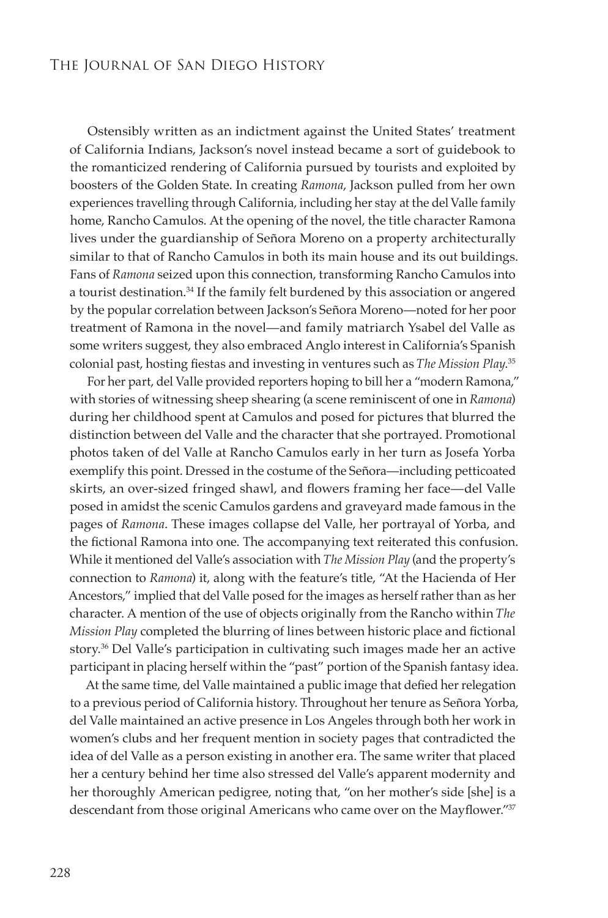Ostensibly written as an indictment against the United States' treatment of California Indians, Jackson's novel instead became a sort of guidebook to the romanticized rendering of California pursued by tourists and exploited by boosters of the Golden State. In creating *Ramona*, Jackson pulled from her own experiences travelling through California, including her stay at the del Valle family home, Rancho Camulos. At the opening of the novel, the title character Ramona lives under the guardianship of Señora Moreno on a property architecturally similar to that of Rancho Camulos in both its main house and its out buildings. Fans of *Ramona* seized upon this connection, transforming Rancho Camulos into a tourist destination.[34] If the family felt burdened by this association or angered by the popular correlation between Jackson's Señora Moreno—noted for her poor treatment of Ramona in the novel—and family matriarch Ysabel del Valle as some writers suggest, they also embraced Anglo interest in California's Spanish colonial past, hosting fiestas and investing in ventures such as *The Mission Play*.[35]

For her part, del Valle provided reporters hoping to bill her a "modern Ramona," with stories of witnessing sheep shearing (a scene reminiscent of one in *Ramona*) during her childhood spent at Camulos and posed for pictures that blurred the distinction between del Valle and the character that she portrayed. Promotional photos taken of del Valle at Rancho Camulos early in her turn as Josefa Yorba exemplify this point. Dressed in the costume of the Señora—including petticoated skirts, an over-sized fringed shawl, and flowers framing her face—del Valle posed in amidst the scenic Camulos gardens and graveyard made famous in the pages of *Ramona*. These images collapse del Valle, her portrayal of Yorba, and the fictional Ramona into one. The accompanying text reiterated this confusion. While it mentioned del Valle's association with *The Mission Play* (and the property's connection to *Ramona*) it, along with the feature's title, "At the Hacienda of Her Ancestors," implied that del Valle posed for the images as herself rather than as her character. A mention of the use of objects originally from the Rancho within *The Mission Play* completed the blurring of lines between historic place and fictional story.[36] Del Valle's participation in cultivating such images made her an active participant in placing herself within the "past" portion of the Spanish fantasy idea.

At the same time, del Valle maintained a public image that defied her relegation to a previous period of California history. Throughout her tenure as Señora Yorba, del Valle maintained an active presence in Los Angeles through both her work in women's clubs and her frequent mention in society pages that contradicted the idea of del Valle as a person existing in another era. The same writer that placed her a century behind her time also stressed del Valle's apparent modernity and her thoroughly American pedigree, noting that, "on her mother's side [she] is a descendant from those original Americans who came over on the Mayflower."[37]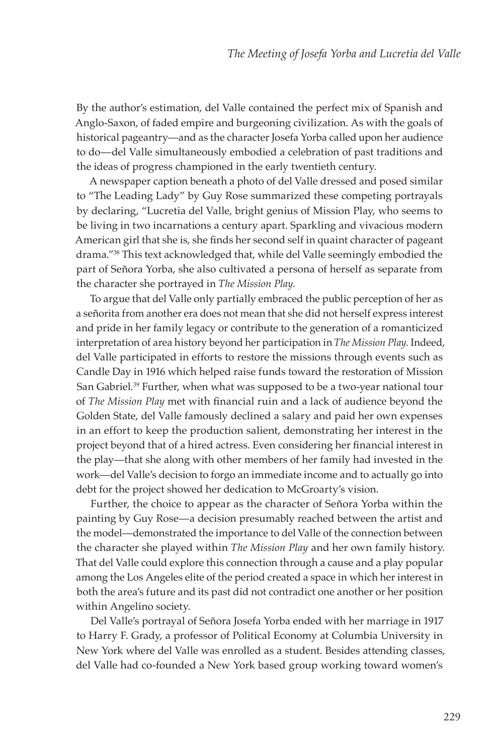By the author's estimation, del Valle contained the perfect mix of Spanish and Anglo-Saxon, of faded empire and burgeoning civilization. As with the goals of historical pageantry—and as the character Josefa Yorba called upon her audience to do—del Valle simultaneously embodied a celebration of past traditions and the ideas of progress championed in the early twentieth century.

A newspaper caption beneath a photo of del Valle dressed and posed similar to "The Leading Lady" by Guy Rose summarized these competing portrayals by declaring, "Lucretia del Valle, bright genius of Mission Play, who seems to be living in two incarnations a century apart. Sparkling and vivacious modern American girl that she is, she finds her second self in quaint character of pageant drama."[38] This text acknowledged that, while del Valle seemingly embodied the part of Señora Yorba, she also cultivated a persona of herself as separate from the character she portrayed in *The Mission Play*.

To argue that del Valle only partially embraced the public perception of her as a señorita from another era does not mean that she did not herself express interest and pride in her family legacy or contribute to the generation of a romanticized interpretation of area history beyond her participation in *The Mission Play*. Indeed, del Valle participated in efforts to restore the missions through events such as Candle Day in 1916 which helped raise funds toward the restoration of Mission San Gabriel.[39] Further, when what was supposed to be a two-year national tour of *The Mission Play* met with financial ruin and a lack of audience beyond the Golden State, del Valle famously declined a salary and paid her own expenses in an effort to keep the production salient, demonstrating her interest in the project beyond that of a hired actress. Even considering her financial interest in the play—that she along with other members of her family had invested in the work—del Valle's decision to forgo an immediate income and to actually go into debt for the project showed her dedication to McGroarty's vision.

Further, the choice to appear as the character of Señora Yorba within the painting by Guy Rose—a decision presumably reached between the artist and the model—demonstrated the importance to del Valle of the connection between the character she played within *The Mission Play* and her own family history. That del Valle could explore this connection through a cause and a play popular among the Los Angeles elite of the period created a space in which her interest in both the area's future and its past did not contradict one another or her position within Angelino society.

Del Valle's portrayal of Señora Josefa Yorba ended with her marriage in 1917 to Harry F. Grady, a professor of Political Economy at Columbia University in New York where del Valle was enrolled as a student. Besides attending classes, del Valle had co-founded a New York based group working toward women's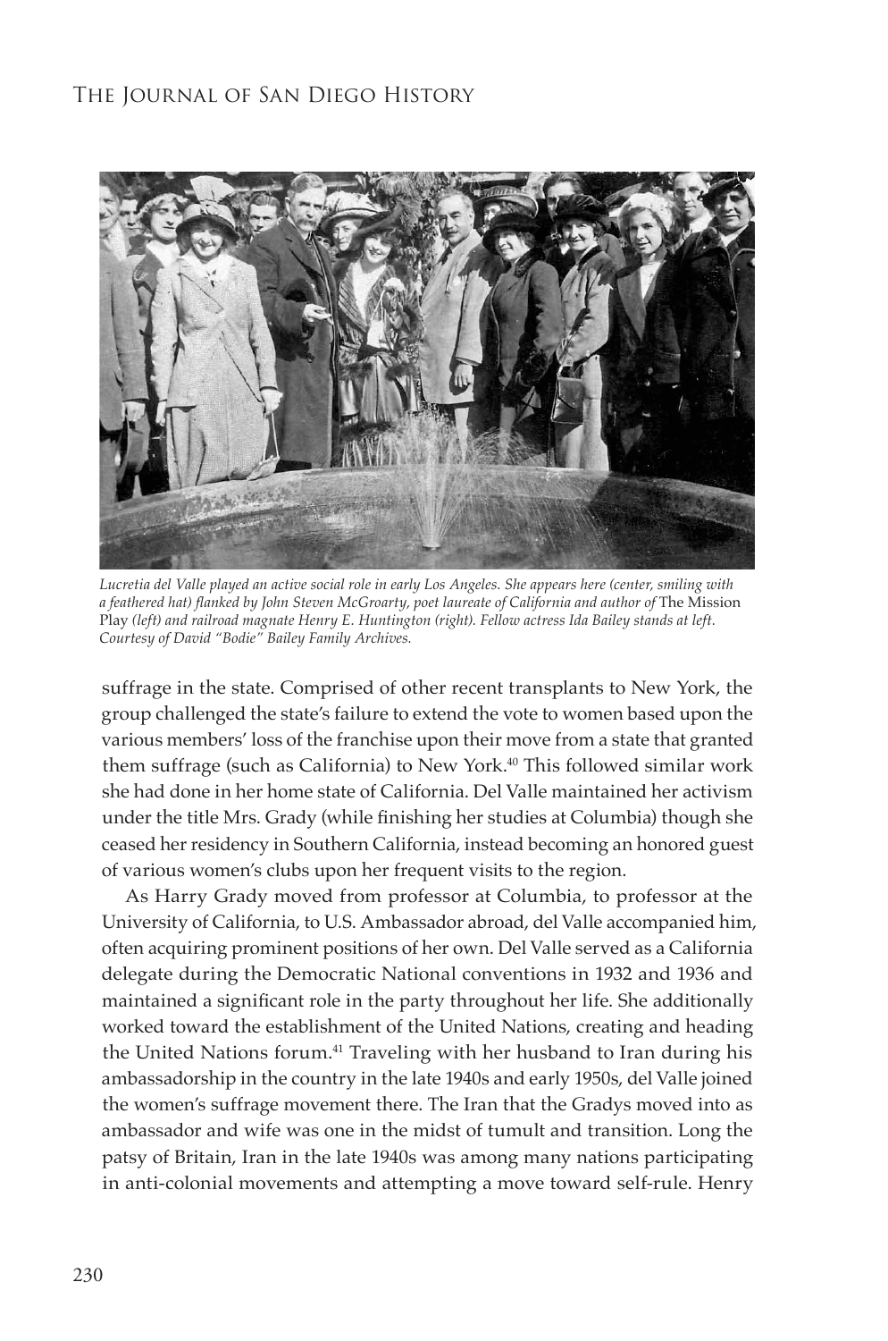*Lucretia del Valle played an active social role in early Los Angeles. She appears here (center, smiling with a feathered hat) flanked by John Steven McGroarty, poet laureate of California and author of* The Mission Play *(left) and railroad magnate Henry E. Huntington (right). Fellow actress Ida Bailey stands at left. Courtesy of David "Bodie" Bailey Family Archives.*

suffrage in the state. Comprised of other recent transplants to New York, the group challenged the state's failure to extend the vote to women based upon the various members' loss of the franchise upon their move from a state that granted them suffrage (such as California) to New York.[40] This followed similar work she had done in her home state of California. Del Valle maintained her activism under the title Mrs. Grady (while finishing her studies at Columbia) though she ceased her residency in Southern California, instead becoming an honored guest of various women's clubs upon her frequent visits to the region.

As Harry Grady moved from professor at Columbia, to professor at the University of California, to U.S. Ambassador abroad, del Valle accompanied him, often acquiring prominent positions of her own. Del Valle served as a California delegate during the Democratic National conventions in 1932 and 1936 and maintained a significant role in the party throughout her life. She additionally worked toward the establishment of the United Nations, creating and heading the United Nations forum.[41] Traveling with her husband to Iran during his ambassadorship in the country in the late 1940s and early 1950s, del Valle joined the women's suffrage movement there. The Iran that the Gradys moved into as ambassador and wife was one in the midst of tumult and transition. Long the patsy of Britain, Iran in the late 1940s was among many nations participating in anti-colonial movements and attempting a move toward self-rule. Henry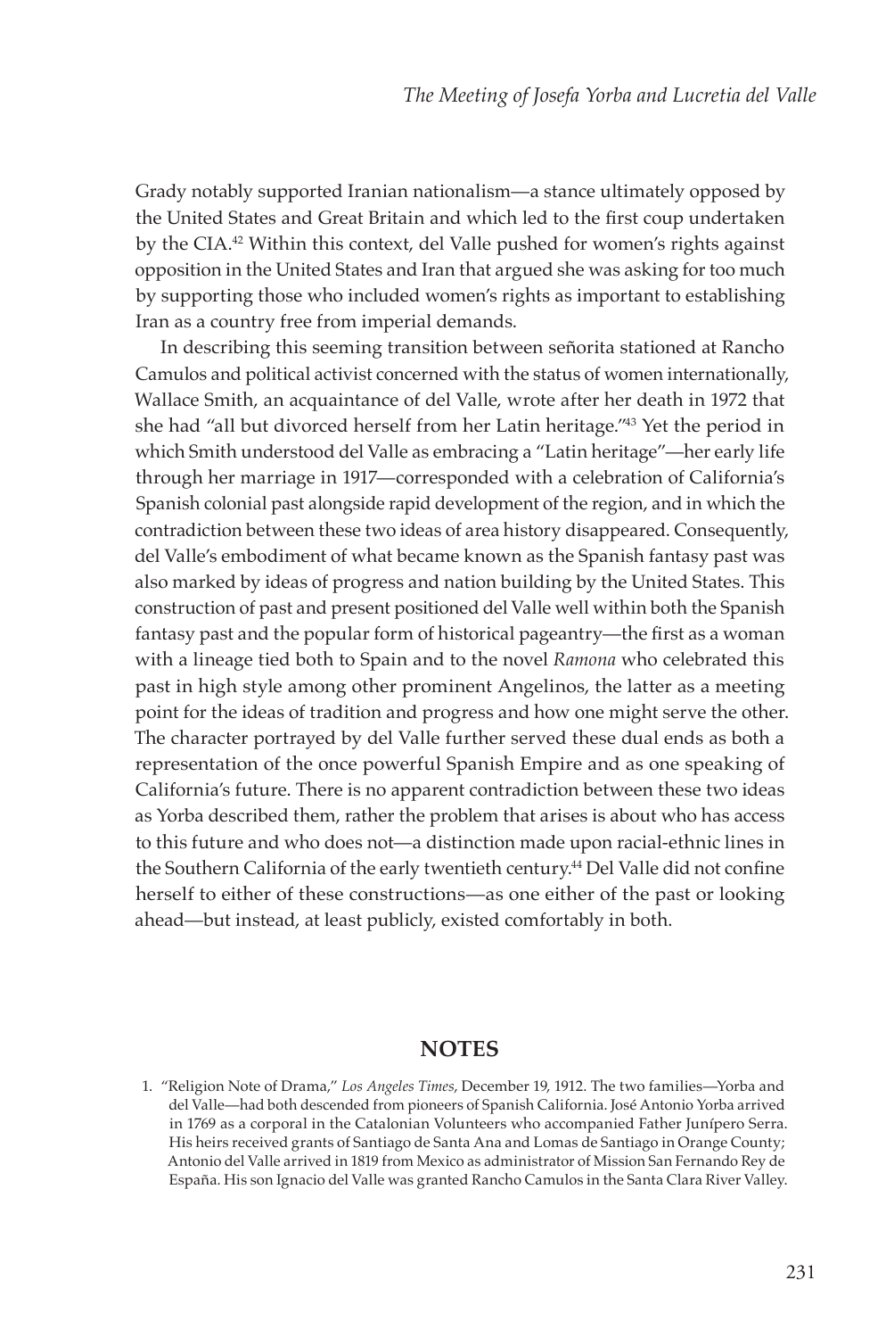Grady notably supported Iranian nationalism—a stance ultimately opposed by the United States and Great Britain and which led to the first coup undertaken by the CIA.[42] Within this context, del Valle pushed for women's rights against opposition in the United States and Iran that argued she was asking for too much by supporting those who included women's rights as important to establishing Iran as a country free from imperial demands.

In describing this seeming transition between señorita stationed at Rancho Camulos and political activist concerned with the status of women internationally, Wallace Smith, an acquaintance of del Valle, wrote after her death in 1972 that she had "all but divorced herself from her Latin heritage."[43] Yet the period in which Smith understood del Valle as embracing a "Latin heritage"—her early life through her marriage in 1917—corresponded with a celebration of California's Spanish colonial past alongside rapid development of the region, and in which the contradiction between these two ideas of area history disappeared. Consequently, del Valle's embodiment of what became known as the Spanish fantasy past was also marked by ideas of progress and nation building by the United States. This construction of past and present positioned del Valle well within both the Spanish fantasy past and the popular form of historical pageantry—the first as a woman with a lineage tied both to Spain and to the novel *Ramona* who celebrated this past in high style among other prominent Angelinos, the latter as a meeting point for the ideas of tradition and progress and how one might serve the other. The character portrayed by del Valle further served these dual ends as both a representation of the once powerful Spanish Empire and as one speaking of California's future. There is no apparent contradiction between these two ideas as Yorba described them, rather the problem that arises is about who has access to this future and who does not—a distinction made upon racial-ethnic lines in the Southern California of the early twentieth century.[44] Del Valle did not confine herself to either of these constructions—as one either of the past or looking ahead—but instead, at least publicly, existed comfortably in both.

## NOTES

1. "Religion Note of Drama," *Los Angeles Times*, December 19, 1912. The two families—Yorba and del Valle—had both descended from pioneers of Spanish California. José Antonio Yorba arrived in 1769 as a corporal in the Catalonian Volunteers who accompanied Father Junípero Serra. His heirs received grants of Santiago de Santa Ana and Lomas de Santiago in Orange County; Antonio del Valle arrived in 1819 from Mexico as administrator of Mission San Fernando Rey de España. His son Ignacio del Valle was granted Rancho Camulos in the Santa Clara River Valley.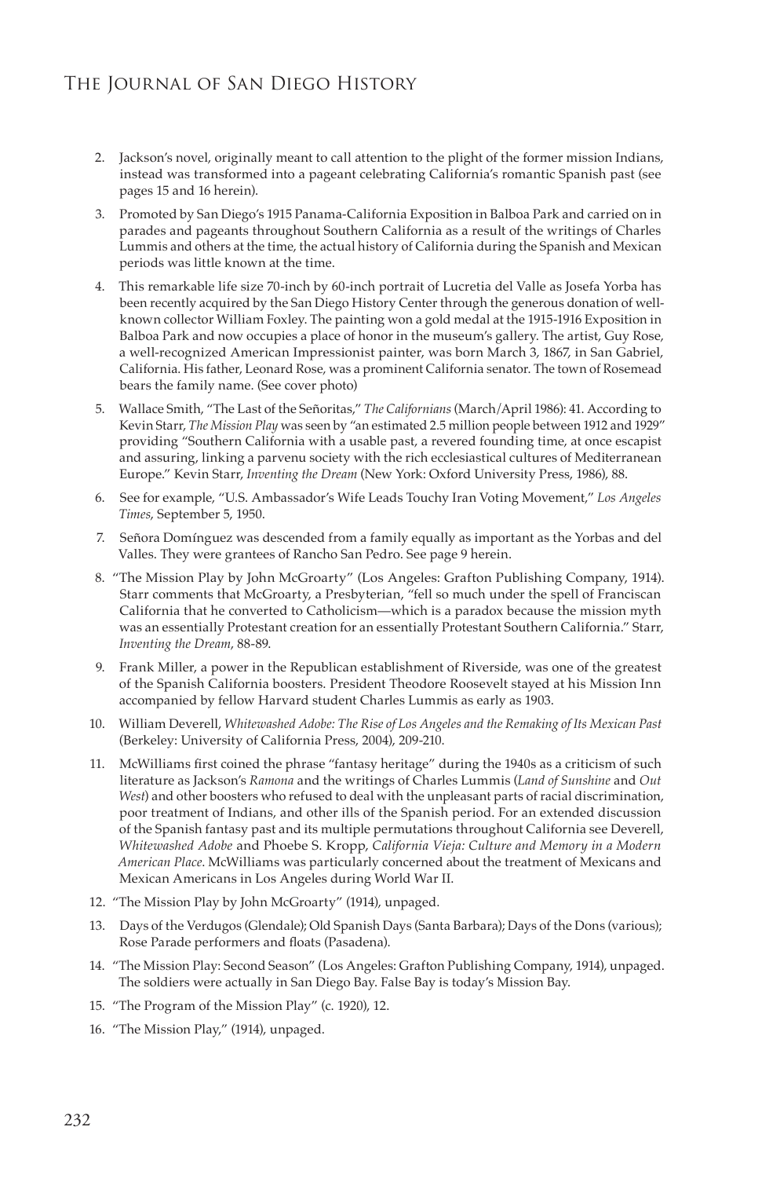2. Jackson's novel, originally meant to call attention to the plight of the former mission Indians, instead was transformed into a pageant celebrating California's romantic Spanish past (see pages 15 and 16 herein).

3. Promoted by San Diego's 1915 Panama-California Exposition in Balboa Park and carried on in parades and pageants throughout Southern California as a result of the writings of Charles Lummis and others at the time, the actual history of California during the Spanish and Mexican periods was little known at the time.

4. This remarkable life size 70-inch by 60-inch portrait of Lucretia del Valle as Josefa Yorba has been recently acquired by the San Diego History Center through the generous donation of well-known collector William Foxley. The painting won a gold medal at the 1915-1916 Exposition in Balboa Park and now occupies a place of honor in the museum's gallery. The artist, Guy Rose, a well-recognized American Impressionist painter, was born March 3, 1867, in San Gabriel, California. His father, Leonard Rose, was a prominent California senator. The town of Rosemead bears the family name. (See cover photo)

5. Wallace Smith, "The Last of the Señoritas," *The Californians* (March/April 1986): 41. According to Kevin Starr, *The Mission Play* was seen by "an estimated 2.5 million people between 1912 and 1929" providing "Southern California with a usable past, a revered founding time, at once escapist and assuring, linking a parvenu society with the rich ecclesiastical cultures of Mediterranean Europe." Kevin Starr, *Inventing the Dream* (New York: Oxford University Press, 1986), 88.

6. See for example, "U.S. Ambassador's Wife Leads Touchy Iran Voting Movement," *Los Angeles Times*, September 5, 1950.

7. Señora Domínguez was descended from a family equally as important as the Yorbas and del Valles. They were grantees of Rancho San Pedro. See page 9 herein.

8. "The Mission Play by John McGroarty" (Los Angeles: Grafton Publishing Company, 1914). Starr comments that McGroarty, a Presbyterian, "fell so much under the spell of Franciscan California that he converted to Catholicism—which is a paradox because the mission myth was an essentially Protestant creation for an essentially Protestant Southern California." Starr, *Inventing the Dream*, 88-89.

9. Frank Miller, a power in the Republican establishment of Riverside, was one of the greatest of the Spanish California boosters. President Theodore Roosevelt stayed at his Mission Inn accompanied by fellow Harvard student Charles Lummis as early as 1903.

10. William Deverell, *Whitewashed Adobe: The Rise of Los Angeles and the Remaking of Its Mexican Past* (Berkeley: University of California Press, 2004), 209-210.

11. McWilliams first coined the phrase "fantasy heritage" during the 1940s as a criticism of such literature as Jackson's *Ramona* and the writings of Charles Lummis (*Land of Sunshine* and *Out West*) and other boosters who refused to deal with the unpleasant parts of racial discrimination, poor treatment of Indians, and other ills of the Spanish period. For an extended discussion of the Spanish fantasy past and its multiple permutations throughout California see Deverell, *Whitewashed Adobe* and Phoebe S. Kropp, *California Vieja: Culture and Memory in a Modern American Place*. McWilliams was particularly concerned about the treatment of Mexicans and Mexican Americans in Los Angeles during World War II.

12. "The Mission Play by John McGroarty" (1914), unpaged.

13. Days of the Verdugos (Glendale); Old Spanish Days (Santa Barbara); Days of the Dons (various); Rose Parade performers and floats (Pasadena).

14. "The Mission Play: Second Season" (Los Angeles: Grafton Publishing Company, 1914), unpaged. The soldiers were actually in San Diego Bay. False Bay is today's Mission Bay.

15. "The Program of the Mission Play" (c. 1920), 12.

16. "The Mission Play," (1914), unpaged.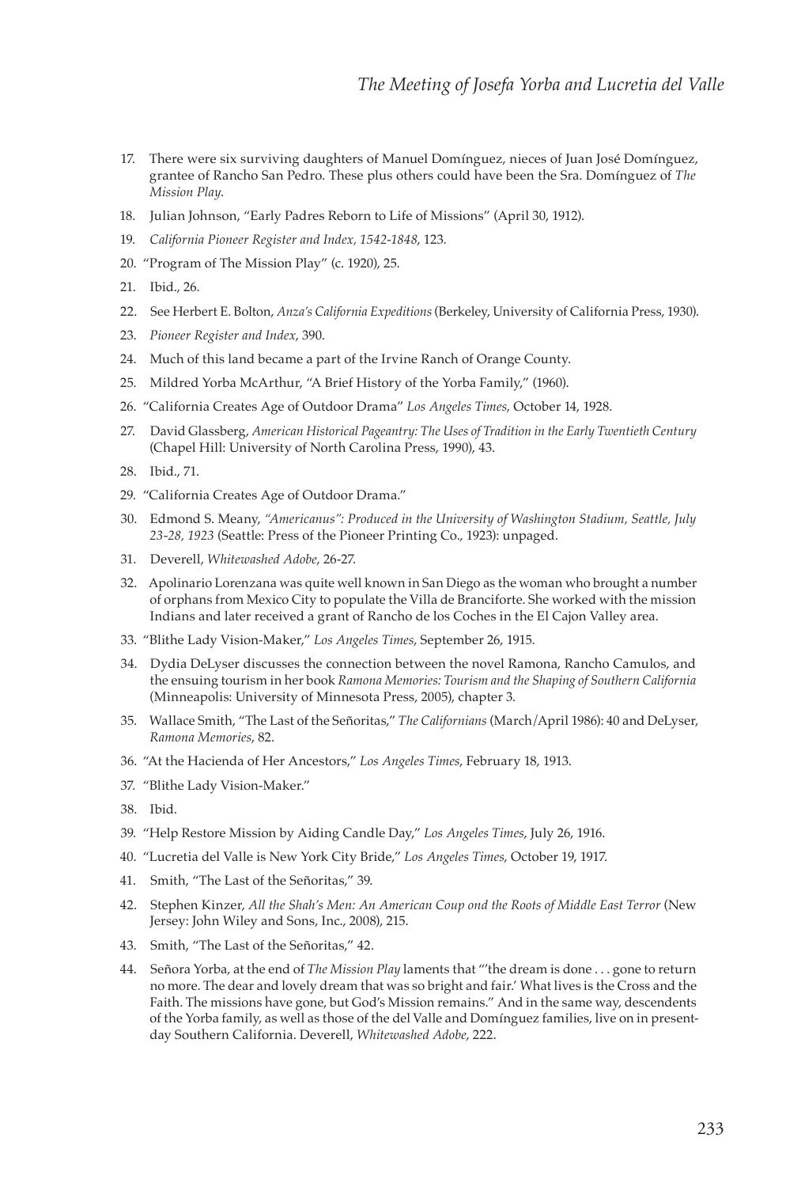17. There were six surviving daughters of Manuel Domínguez, nieces of Juan José Domínguez, grantee of Rancho San Pedro. These plus others could have been the Sra. Domínguez of *The Mission Play*.
18. Julian Johnson, "Early Padres Reborn to Life of Missions" (April 30, 1912).
19. *California Pioneer Register and Index, 1542-1848*, 123.
20. "Program of The Mission Play" (c. 1920), 25.
21. Ibid., 26.
22. See Herbert E. Bolton, *Anza's California Expeditions* (Berkeley, University of California Press, 1930).
23. *Pioneer Register and Index*, 390.
24. Much of this land became a part of the Irvine Ranch of Orange County.
25. Mildred Yorba McArthur, "A Brief History of the Yorba Family," (1960).
26. "California Creates Age of Outdoor Drama" *Los Angeles Times*, October 14, 1928.
27. David Glassberg, *American Historical Pageantry: The Uses of Tradition in the Early Twentieth Century* (Chapel Hill: University of North Carolina Press, 1990), 43.
28. Ibid., 71.
29. "California Creates Age of Outdoor Drama."
30. Edmond S. Meany, *"Americanus": Produced in the University of Washington Stadium, Seattle, July 23-28, 1923* (Seattle: Press of the Pioneer Printing Co., 1923): unpaged.
31. Deverell, *Whitewashed Adobe*, 26-27.
32. Apolinario Lorenzana was quite well known in San Diego as the woman who brought a number of orphans from Mexico City to populate the Villa de Branciforte. She worked with the mission Indians and later received a grant of Rancho de los Coches in the El Cajon Valley area.
33. "Blithe Lady Vision-Maker," *Los Angeles Times*, September 26, 1915.
34. Dydia DeLyser discusses the connection between the novel Ramona, Rancho Camulos, and the ensuing tourism in her book *Ramona Memories: Tourism and the Shaping of Southern California* (Minneapolis: University of Minnesota Press, 2005), chapter 3.
35. Wallace Smith, "The Last of the Señoritas," *The Californians* (March/April 1986): 40 and DeLyser, *Ramona Memories*, 82.
36. "At the Hacienda of Her Ancestors," *Los Angeles Times*, February 18, 1913.
37. "Blithe Lady Vision-Maker."
38. Ibid.
39. "Help Restore Mission by Aiding Candle Day," *Los Angeles Times*, July 26, 1916.
40. "Lucretia del Valle is New York City Bride," *Los Angeles Times*, October 19, 1917.
41. Smith, "The Last of the Señoritas," 39.
42. Stephen Kinzer, *All the Shah's Men: An American Coup ond the Roots of Middle East Terror* (New Jersey: John Wiley and Sons, Inc., 2008), 215.
43. Smith, "The Last of the Señoritas," 42.
44. Señora Yorba, at the end of *The Mission Play* laments that "'the dream is done . . . gone to return no more. The dear and lovely dream that was so bright and fair.' What lives is the Cross and the Faith. The missions have gone, but God's Mission remains." And in the same way, descendents of the Yorba family, as well as those of the del Valle and Domínguez families, live on in present-day Southern California. Deverell, *Whitewashed Adobe*, 222.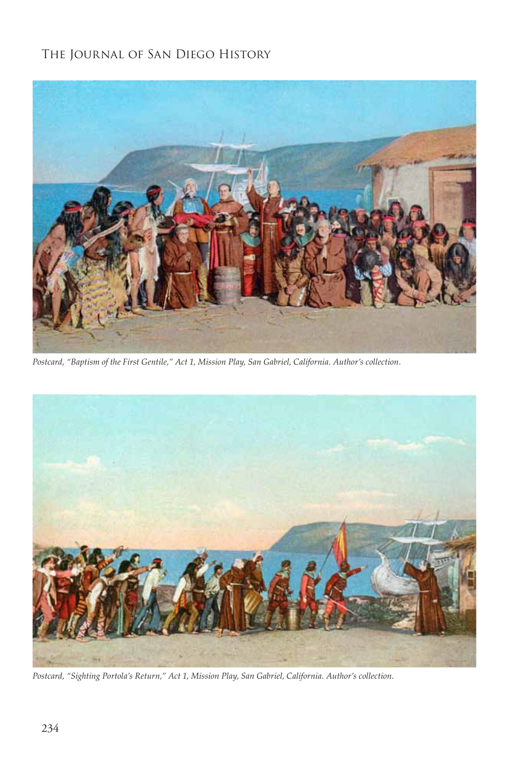*Postcard, "Baptism of the First Gentile," Act 1, Mission Play, San Gabriel, California. Author's collection.*

*Postcard, "Sighting Portola's Return," Act 1, Mission Play, San Gabriel, California. Author's collection.*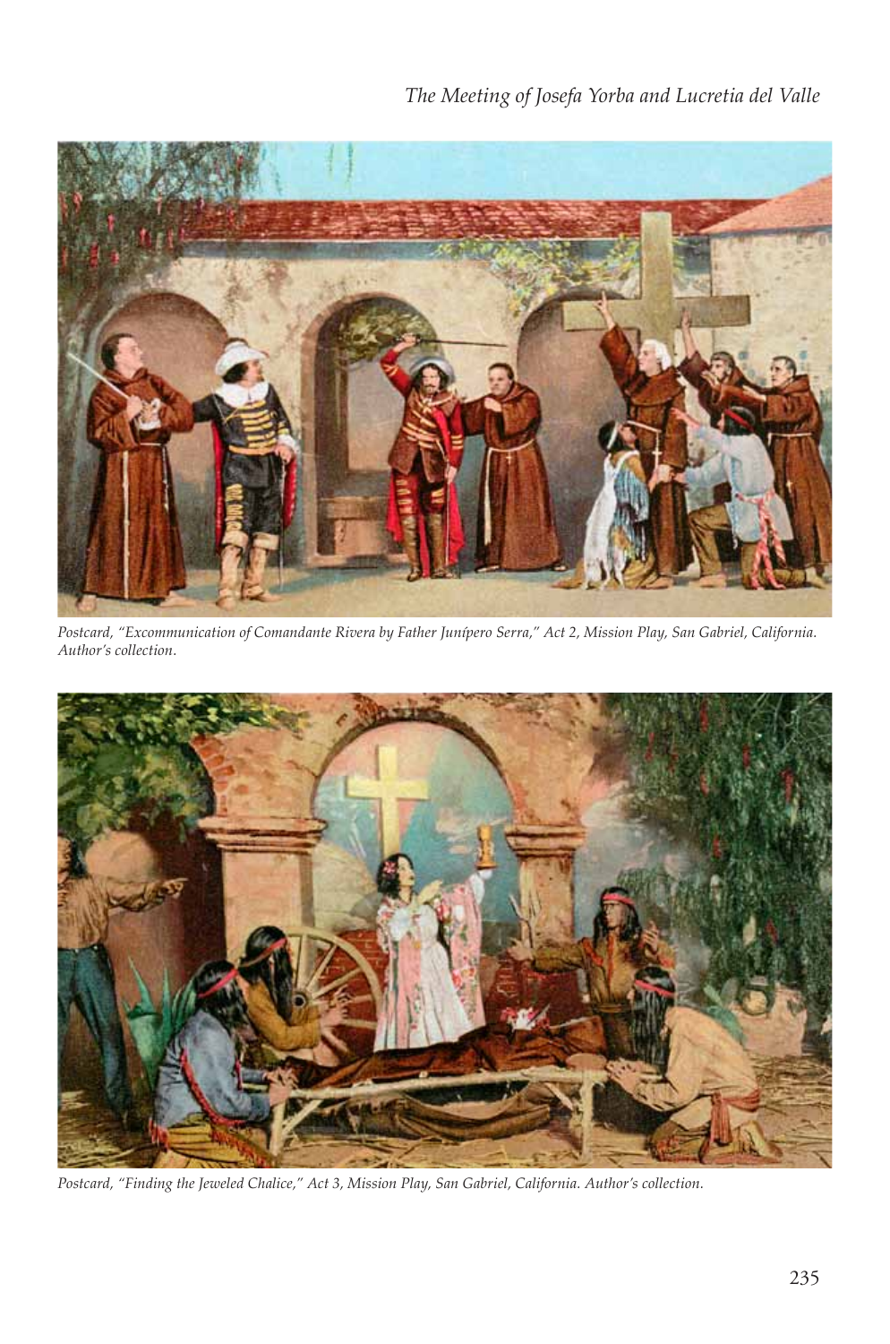Postcard, *"Excommunication of Comandante Rivera by Father Junípero Serra," Act 2, Mission Play, San Gabriel, California. Author's collection.*

*Postcard, "Finding the Jeweled Chalice," Act 3, Mission Play, San Gabriel, California. Author's collection.*